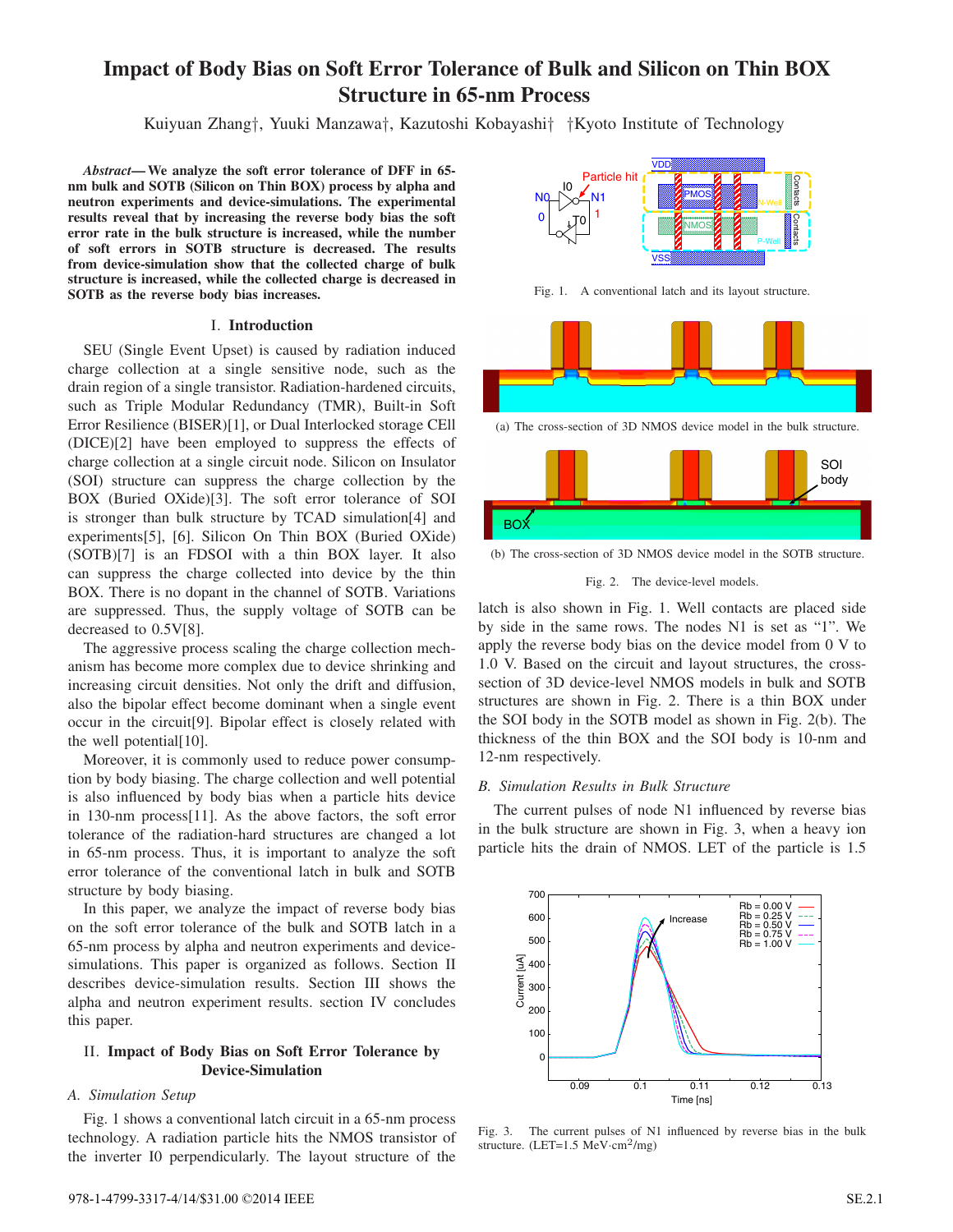# Impact of Body Bias on Soft Error Tolerance of Bulk and Silicon on Thin BOX Structure in 65-nm Process

Kuiyuan Zhang†, Yuuki Manzawa†, Kazutoshi Kobayashi† †Kyoto Institute of Technology

***Abstract*— We analyze the soft error tolerance of DFF in 65-nm bulk and SOTB (Silicon on Thin BOX) process by alpha and neutron experiments and device-simulations. The experimental results reveal that by increasing the reverse body bias the soft error rate in the bulk structure is increased, while the number of soft errors in SOTB structure is decreased. The results from device-simulation show that the collected charge of bulk structure is increased, while the collected charge is decreased in SOTB as the reverse body bias increases.**

## I. Introduction

SEU (Single Event Upset) is caused by radiation induced charge collection at a single sensitive node, such as the drain region of a single transistor. Radiation-hardened circuits, such as Triple Modular Redundancy (TMR), Built-in Soft Error Resilience (BISER)[1], or Dual Interlocked storage CEll (DICE)[2] have been employed to suppress the effects of charge collection at a single circuit node. Silicon on Insulator (SOI) structure can suppress the charge collection by the BOX (Buried OXide)[3]. The soft error tolerance of SOI is stronger than bulk structure by TCAD simulation[4] and experiments[5], [6]. Silicon On Thin BOX (Buried OXide) (SOTB)[7] is an FDSOI with a thin BOX layer. It also can suppress the charge collected into device by the thin BOX. There is no dopant in the channel of SOTB. Variations are suppressed. Thus, the supply voltage of SOTB can be decreased to 0.5V[8].

The aggressive process scaling the charge collection mechanism has become more complex due to device shrinking and increasing circuit densities. Not only the drift and diffusion, also the bipolar effect become dominant when a single event occur in the circuit[9]. Bipolar effect is closely related with the well potential[10].

Moreover, it is commonly used to reduce power consumption by body biasing. The charge collection and well potential is also influenced by body bias when a particle hits device in 130-nm process[11]. As the above factors, the soft error tolerance of the radiation-hard structures are changed a lot in 65-nm process. Thus, it is important to analyze the soft error tolerance of the conventional latch in bulk and SOTB structure by body biasing.

In this paper, we analyze the impact of reverse body bias on the soft error tolerance of the bulk and SOTB latch in a 65-nm process by alpha and neutron experiments and device-simulations. This paper is organized as follows. Section II describes device-simulation results. Section III shows the alpha and neutron experiment results. section IV concludes this paper.

## II. Impact of Body Bias on Soft Error Tolerance by Device-Simulation

### *A. Simulation Setup*

Fig. 1 shows a conventional latch circuit in a 65-nm process technology. A radiation particle hits the NMOS transistor of the inverter I0 perpendicularly. The layout structure of the latch is also shown in Fig. 1. Well contacts are placed side by side in the same rows. The nodes N1 is set as “1”. We apply the reverse body bias on the device model from 0 V to 1.0 V. Based on the circuit and layout structures, the cross-section of 3D device-level NMOS models in bulk and SOTB structures are shown in Fig. 2. There is a thin BOX under the SOI body in the SOTB model as shown in Fig. 2(b). The thickness of the thin BOX and the SOI body is 10-nm and 12-nm respectively.

Fig. 1. A conventional latch and its layout structure.

(a) The cross-section of 3D NMOS device model in the bulk structure.

(b) The cross-section of 3D NMOS device model in the SOTB structure.

Fig. 2. The device-level models.

### *B. Simulation Results in Bulk Structure*

The current pulses of node N1 influenced by reverse bias in the bulk structure are shown in Fig. 3, when a heavy ion particle hits the drain of NMOS. LET of the particle is 1.5

Fig. 3. The current pulses of N1 influenced by reverse bias in the bulk structure. (LET=1.5 MeV·cm$^2$/mg)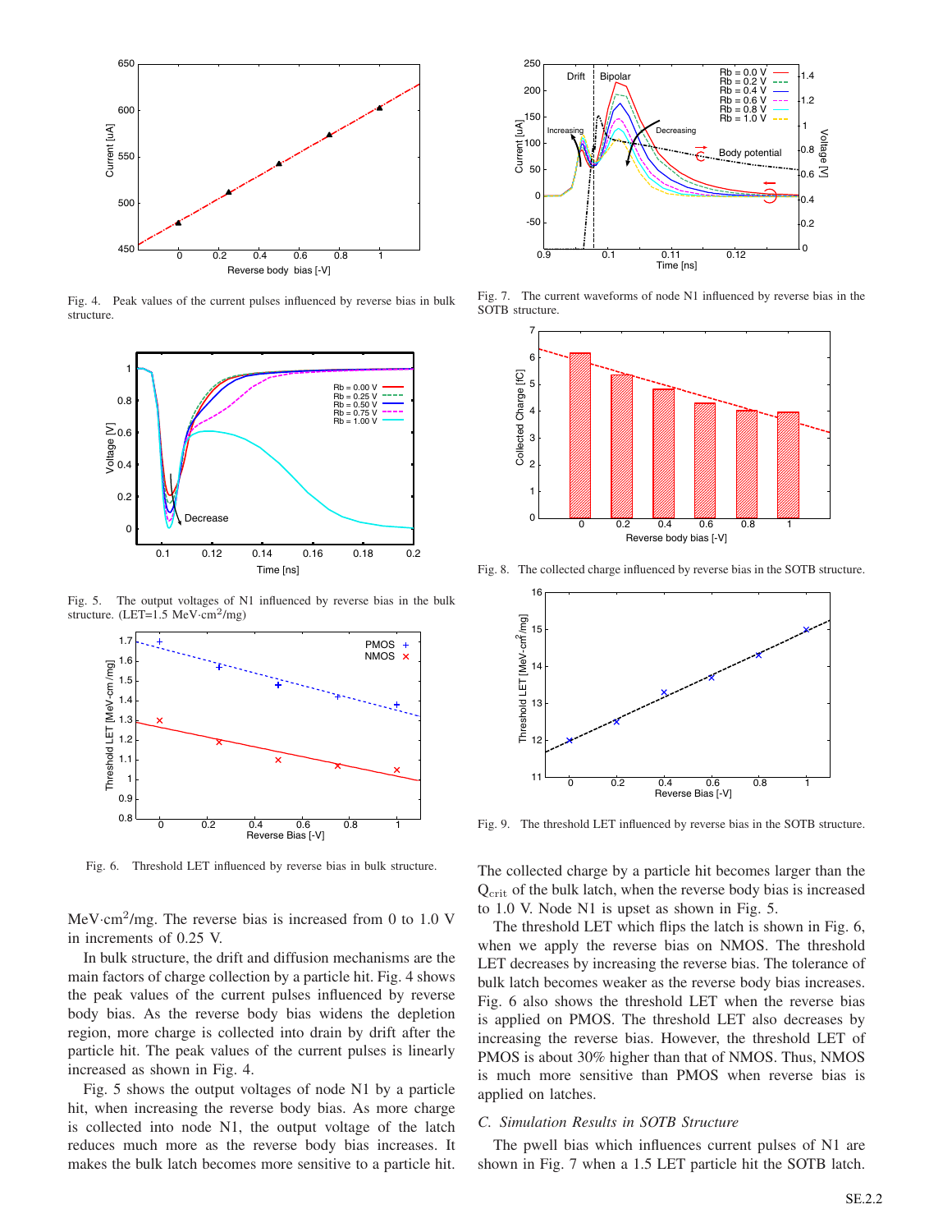Fig. 4. Peak values of the current pulses influenced by reverse bias in bulk structure.

Fig. 5. The output voltages of N1 influenced by reverse bias in the bulk structure. (LET=1.5 MeV·cm$^2$/mg)

Fig. 6. Threshold LET influenced by reverse bias in bulk structure.

MeV·cm$^2$/mg. The reverse bias is increased from 0 to 1.0 V in increments of 0.25 V.

In bulk structure, the drift and diffusion mechanisms are the main factors of charge collection by a particle hit. Fig. 4 shows the peak values of the current pulses influenced by reverse body bias. As the reverse body bias widens the depletion region, more charge is collected into drain by drift after the particle hit. The peak values of the current pulses is linearly increased as shown in Fig. 4.

Fig. 5 shows the output voltages of node N1 by a particle hit, when increasing the reverse body bias. As more charge is collected into node N1, the output voltage of the latch reduces much more as the reverse body bias increases. It makes the bulk latch becomes more sensitive to a particle hit.

Fig. 7. The current waveforms of node N1 influenced by reverse bias in the SOTB structure.

Fig. 8. The collected charge influenced by reverse bias in the SOTB structure.

Fig. 9. The threshold LET influenced by reverse bias in the SOTB structure.

The collected charge by a particle hit becomes larger than the $Q_{crit}$ of the bulk latch, when the reverse body bias is increased to 1.0 V. Node N1 is upset as shown in Fig. 5.

The threshold LET which flips the latch is shown in Fig. 6, when we apply the reverse bias on NMOS. The threshold LET decreases by increasing the reverse bias. The tolerance of bulk latch becomes weaker as the reverse body bias increases. Fig. 6 also shows the threshold LET when the reverse bias is applied on PMOS. The threshold LET also decreases by increasing the reverse bias. However, the threshold LET of PMOS is about 30% higher than that of NMOS. Thus, NMOS is much more sensitive than PMOS when reverse bias is applied on latches.

### C. Simulation Results in SOTB Structure

The pwell bias which influences current pulses of N1 are shown in Fig. 7 when a 1.5 LET particle hit the SOTB latch.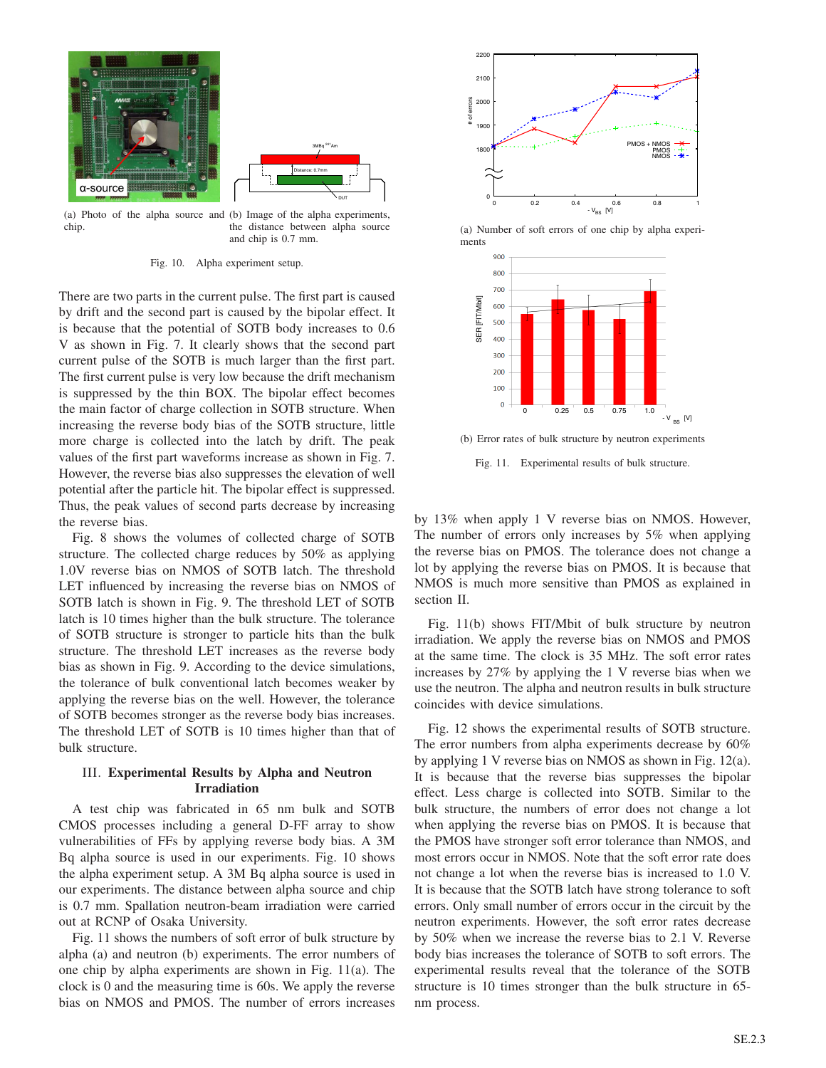(a) Photo of the alpha source and chip.

(b) Image of the alpha experiments, the distance between alpha source and chip is 0.7 mm.

Fig. 10. Alpha experiment setup.

There are two parts in the current pulse. The first part is caused by drift and the second part is caused by the bipolar effect. It is because that the potential of SOTB body increases to 0.6 V as shown in Fig. 7. It clearly shows that the second part current pulse of the SOTB is much larger than the first part. The first current pulse is very low because the drift mechanism is suppressed by the thin BOX. The bipolar effect becomes the main factor of charge collection in SOTB structure. When increasing the reverse body bias of the SOTB structure, little more charge is collected into the latch by drift. The peak values of the first part waveforms increase as shown in Fig. 7. However, the reverse bias also suppresses the elevation of well potential after the particle hit. The bipolar effect is suppressed. Thus, the peak values of second parts decrease by increasing the reverse bias.

Fig. 8 shows the volumes of collected charge of SOTB structure. The collected charge reduces by 50% as applying 1.0V reverse bias on NMOS of SOTB latch. The threshold LET influenced by increasing the reverse bias on NMOS of SOTB latch is shown in Fig. 9. The threshold LET of SOTB latch is 10 times higher than the bulk structure. The tolerance of SOTB structure is stronger to particle hits than the bulk structure. The threshold LET increases as the reverse body bias as shown in Fig. 9. According to the device simulations, the tolerance of bulk conventional latch becomes weaker by applying the reverse bias on the well. However, the tolerance of SOTB becomes stronger as the reverse body bias increases. The threshold LET of SOTB is 10 times higher than that of bulk structure.

## III. Experimental Results by Alpha and Neutron Irradiation

A test chip was fabricated in 65 nm bulk and SOTB CMOS processes including a general D-FF array to show vulnerabilities of FFs by applying reverse body bias. A 3M Bq alpha source is used in our experiments. Fig. 10 shows the alpha experiment setup. A 3M Bq alpha source is used in our experiments. The distance between alpha source and chip is 0.7 mm. Spallation neutron-beam irradiation were carried out at RCNP of Osaka University.

Fig. 11 shows the numbers of soft error of bulk structure by alpha (a) and neutron (b) experiments. The error numbers of one chip by alpha experiments are shown in Fig. 11(a). The clock is 0 and the measuring time is 60s. We apply the reverse bias on NMOS and PMOS. The number of errors increases by 13% when apply 1 V reverse bias on NMOS. However, The number of errors only increases by 5% when applying the reverse bias on PMOS. The tolerance does not change a lot by applying the reverse bias on PMOS. It is because that NMOS is much more sensitive than PMOS as explained in section II.

(a) Number of soft errors of one chip by alpha experiments

(b) Error rates of bulk structure by neutron experiments

Fig. 11. Experimental results of bulk structure.

Fig. 11(b) shows FIT/Mbit of bulk structure by neutron irradiation. We apply the reverse bias on NMOS and PMOS at the same time. The clock is 35 MHz. The soft error rates increases by 27% by applying the 1 V reverse bias when we use the neutron. The alpha and neutron results in bulk structure coincides with device simulations.

Fig. 12 shows the experimental results of SOTB structure. The error numbers from alpha experiments decrease by 60% by applying 1 V reverse bias on NMOS as shown in Fig. 12(a). It is because that the reverse bias suppresses the bipolar effect. Less charge is collected into SOTB. Similar to the bulk structure, the numbers of error does not change a lot when applying the reverse bias on PMOS. It is because that the PMOS have stronger soft error tolerance than NMOS, and most errors occur in NMOS. Note that the soft error rate does not change a lot when the reverse bias is increased to 1.0 V. It is because that the SOTB latch have strong tolerance to soft errors. Only small number of errors occur in the circuit by the neutron experiments. However, the soft error rates decrease by 50% when we increase the reverse bias to 2.1 V. Reverse body bias increases the tolerance of SOTB to soft errors. The experimental results reveal that the tolerance of the SOTB structure is 10 times stronger than the bulk structure in 65-nm process.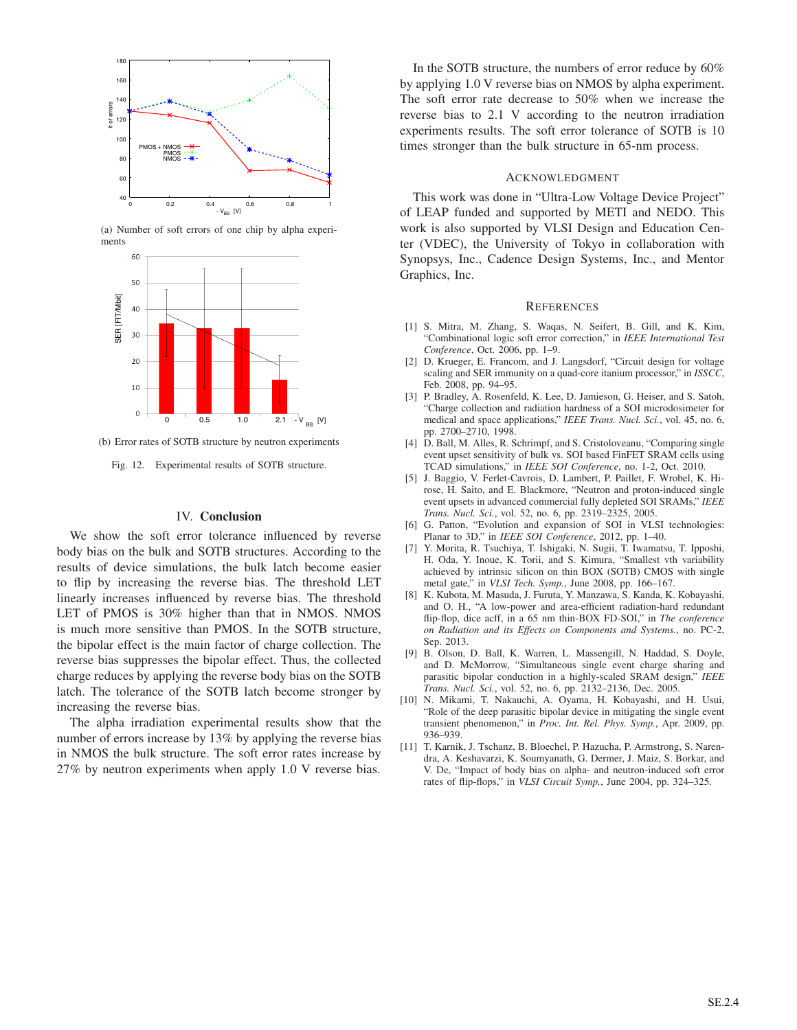180
160
140
120
100
80
60
40
# of errors
0
0.2
0.4
0.6
0.8
1
- $V_{BS}$ [V]
PMOS + NMOS
PMOS
NMOS

(a) Number of soft errors of one chip by alpha experiments

60
50
40
30
20
10
0
SER [FIT/Mbit]
0
0.5
1.0
2.1
- $V_{BS}$ [V]

(b) Error rates of SOTB structure by neutron experiments

Fig. 12. Experimental results of SOTB structure.

## IV. Conclusion

We show the soft error tolerance influenced by reverse body bias on the bulk and SOTB structures. According to the results of device simulations, the bulk latch become easier to flip by increasing the reverse bias. The threshold LET linearly increases influenced by reverse bias. The threshold LET of PMOS is 30% higher than that in NMOS. NMOS is much more sensitive than PMOS. In the SOTB structure, the bipolar effect is the main factor of charge collection. The reverse bias suppresses the bipolar effect. Thus, the collected charge reduces by applying the reverse body bias on the SOTB latch. The tolerance of the SOTB latch become stronger by increasing the reverse bias.

The alpha irradiation experimental results show that the number of errors increase by 13% by applying the reverse bias in NMOS the bulk structure. The soft error rates increase by 27% by neutron experiments when apply 1.0 V reverse bias. In the SOTB structure, the numbers of error reduce by 60% by applying 1.0 V reverse bias on NMOS by alpha experiment. The soft error rate decrease to 50% when we increase the reverse bias to 2.1 V according to the neutron irradiation experiments results. The soft error tolerance of SOTB is 10 times stronger than the bulk structure in 65-nm process.

## Acknowledgment

This work was done in "Ultra-Low Voltage Device Project" of LEAP funded and supported by METI and NEDO. This work is also supported by VLSI Design and Education Center (VDEC), the University of Tokyo in collaboration with Synopsys, Inc., Cadence Design Systems, Inc., and Mentor Graphics, Inc.

## References

[1] S. Mitra, M. Zhang, S. Waqas, N. Seifert, B. Gill, and K. Kim, "Combinational logic soft error correction," in *IEEE International Test Conference*, Oct. 2006, pp. 1–9.

[2] D. Krueger, E. Francom, and J. Langsdorf, "Circuit design for voltage scaling and SER immunity on a quad-core itanium processor," in *ISSCC*, Feb. 2008, pp. 94–95.

[3] P. Bradley, A. Rosenfeld, K. Lee, D. Jamieson, G. Heiser, and S. Satoh, "Charge collection and radiation hardness of a SOI microdosimeter for medical and space applications," *IEEE Trans. Nucl. Sci.*, vol. 45, no. 6, pp. 2700–2710, 1998.

[4] D. Ball, M. Alles, R. Schrimpf, and S. Cristoloveanu, "Comparing single event upset sensitivity of bulk vs. SOI based FinFET SRAM cells using TCAD simulations," in *IEEE SOI Conference*, no. 1-2, Oct. 2010.

[5] J. Baggio, V. Ferlet-Cavrois, D. Lambert, P. Paillet, F. Wrobel, K. Hirose, H. Saito, and E. Blackmore, "Neutron and proton-induced single event upsets in advanced commercial fully depleted SOI SRAMs," *IEEE Trans. Nucl. Sci.*, vol. 52, no. 6, pp. 2319–2325, 2005.

[6] G. Patton, "Evolution and expansion of SOI in VLSI technologies: Planar to 3D," in *IEEE SOI Conference*, 2012, pp. 1–40.

[7] Y. Morita, R. Tsuchiya, T. Ishigaki, N. Sugii, T. Iwamatsu, T. Ipposhi, H. Oda, Y. Inoue, K. Torii, and S. Kimura, "Smallest vth variability achieved by intrinsic silicon on thin BOX (SOTB) CMOS with single metal gate," in *VLSI Tech. Symp.*, June 2008, pp. 166–167.

[8] K. Kubota, M. Masuda, J. Furuta, Y. Manzawa, S. Kanda, K. Kobayashi, and O. H., "A low-power and area-efficient radiation-hard redundant flip-flop, dice acff, in a 65 nm thin-BOX FD-SOI," in *The conference on Radiation and its Effects on Components and Systems.*, no. PC-2, Sep. 2013.

[9] B. Olson, D. Ball, K. Warren, L. Massengill, N. Haddad, S. Doyle, and D. McMorrow, "Simultaneous single event charge sharing and parasitic bipolar conduction in a highly-scaled SRAM design," *IEEE Trans. Nucl. Sci.*, vol. 52, no. 6, pp. 2132–2136, Dec. 2005.

[10] N. Mikami, T. Nakauchi, A. Oyama, H. Kobayashi, and H. Usui, "Role of the deep parasitic bipolar device in mitigating the single event transient phenomenon," in *Proc. Int. Rel. Phys. Symp.*, Apr. 2009, pp. 936–939.

[11] T. Karnik, J. Tschanz, B. Bloechel, P. Hazucha, P. Armstrong, S. Narendra, A. Keshavarzi, K. Soumyanath, G. Dermer, J. Maiz, S. Borkar, and V. De, "Impact of body bias on alpha- and neutron-induced soft error rates of flip-flops," in *VLSI Circuit Symp.*, June 2004, pp. 324–325.